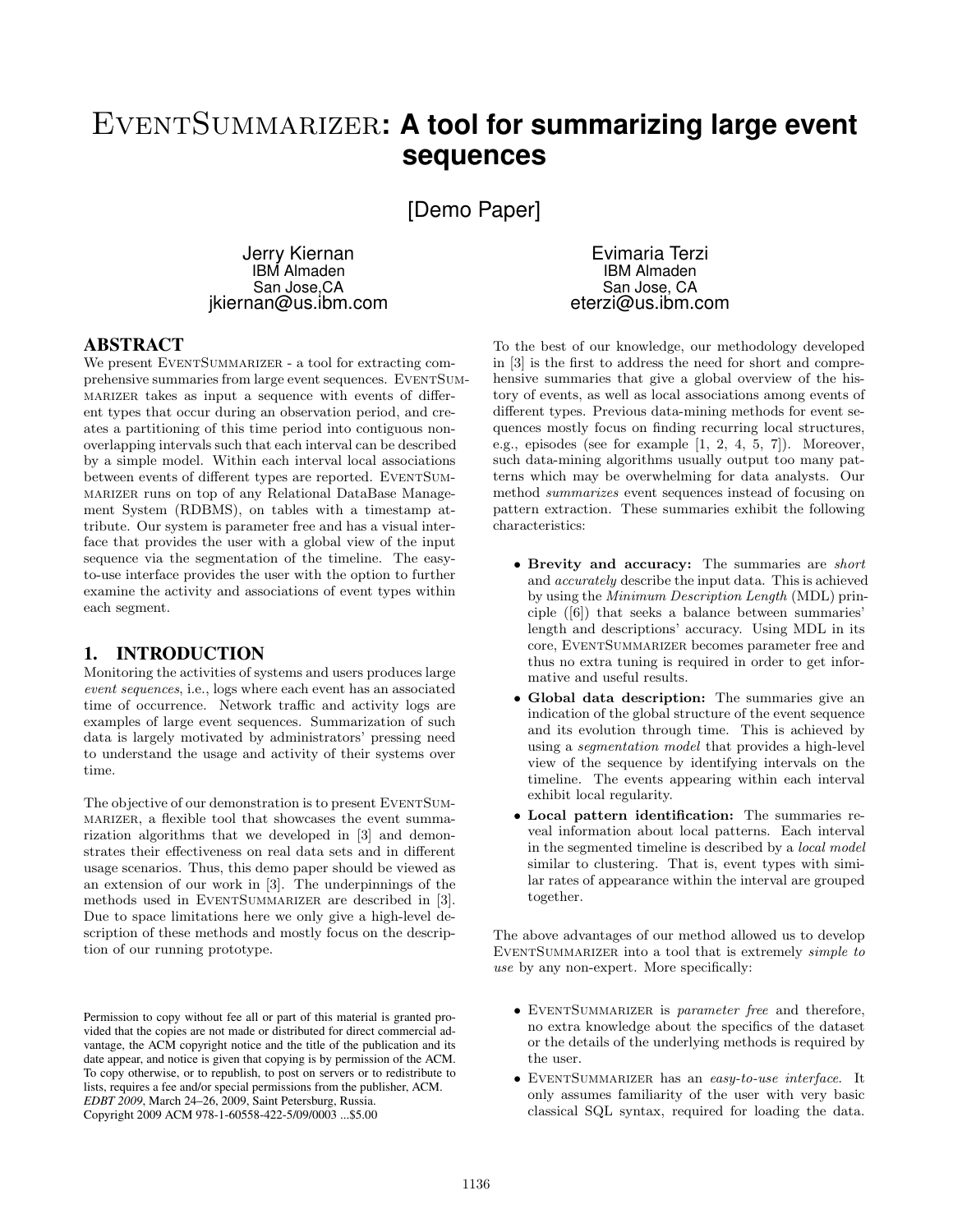# EventSummarizer: A tool for summarizing large event sequences

[Demo Paper]

Jerry Kiernan
IBM Almaden
San Jose,CA
jkiernan@us.ibm.com

Evimaria Terzi
IBM Almaden
San Jose, CA
eterzi@us.ibm.com

## ABSTRACT

We present EventSummarizer - a tool for extracting comprehensive summaries from large event sequences. EventSummarizer takes as input a sequence with events of different types that occur during an observation period, and creates a partitioning of this time period into contiguous non-overlapping intervals such that each interval can be described by a simple model. Within each interval local associations between events of different types are reported. EventSummarizer runs on top of any Relational DataBase Management System (RDBMS), on tables with a timestamp attribute. Our system is parameter free and has a visual interface that provides the user with a global view of the input sequence via the segmentation of the timeline. The easy-to-use interface provides the user with the option to further examine the activity and associations of event types within each segment.

## 1. INTRODUCTION

Monitoring the activities of systems and users produces large *event sequences*, i.e., logs where each event has an associated time of occurrence. Network traffic and activity logs are examples of large event sequences. Summarization of such data is largely motivated by administrators' pressing need to understand the usage and activity of their systems over time.

The objective of our demonstration is to present EventSummarizer, a flexible tool that showcases the event summarization algorithms that we developed in [3] and demonstrates their effectiveness on real data sets and in different usage scenarios. Thus, this demo paper should be viewed as an extension of our work in [3]. The underpinnings of the methods used in EventSummarizer are described in [3]. Due to space limitations here we only give a high-level description of these methods and mostly focus on the description of our running prototype.

Permission to copy without fee all or part of this material is granted provided that the copies are not made or distributed for direct commercial advantage, the ACM copyright notice and the title of the publication and its date appear, and notice is given that copying is by permission of the ACM. To copy otherwise, or to republish, to post on servers or to redistribute to lists, requires a fee and/or special permissions from the publisher, ACM.
*EDBT 2009*, March 24–26, 2009, Saint Petersburg, Russia.
Copyright 2009 ACM 978-1-60558-422-5/09/0003 ...$5.00

To the best of our knowledge, our methodology developed in [3] is the first to address the need for short and comprehensive summaries that give a global overview of the history of events, as well as local associations among events of different types. Previous data-mining methods for event sequences mostly focus on finding recurring local structures, e.g., episodes (see for example [1, 2, 4, 5, 7]). Moreover, such data-mining algorithms usually output too many patterns which may be overwhelming for data analysts. Our method *summarizes* event sequences instead of focusing on pattern extraction. These summaries exhibit the following characteristics:

- **Brevity and accuracy:** The summaries are *short* and *accurately* describe the input data. This is achieved by using the *Minimum Description Length* (MDL) principle ([6]) that seeks a balance between summaries' length and descriptions' accuracy. Using MDL in its core, EventSummarizer becomes parameter free and thus no extra tuning is required in order to get informative and useful results.
- **Global data description:** The summaries give an indication of the global structure of the event sequence and its evolution through time. This is achieved by using a *segmentation model* that provides a high-level view of the sequence by identifying intervals on the timeline. The events appearing within each interval exhibit local regularity.
- **Local pattern identification:** The summaries reveal information about local patterns. Each interval in the segmented timeline is described by a *local model* similar to clustering. That is, event types with similar rates of appearance within the interval are grouped together.

The above advantages of our method allowed us to develop EventSummarizer into a tool that is extremely *simple to use* by any non-expert. More specifically:

- EventSummarizer is *parameter free* and therefore, no extra knowledge about the specifics of the dataset or the details of the underlying methods is required by the user.
- EventSummarizer has an *easy-to-use interface*. It only assumes familiarity of the user with very basic classical SQL syntax, required for loading the data.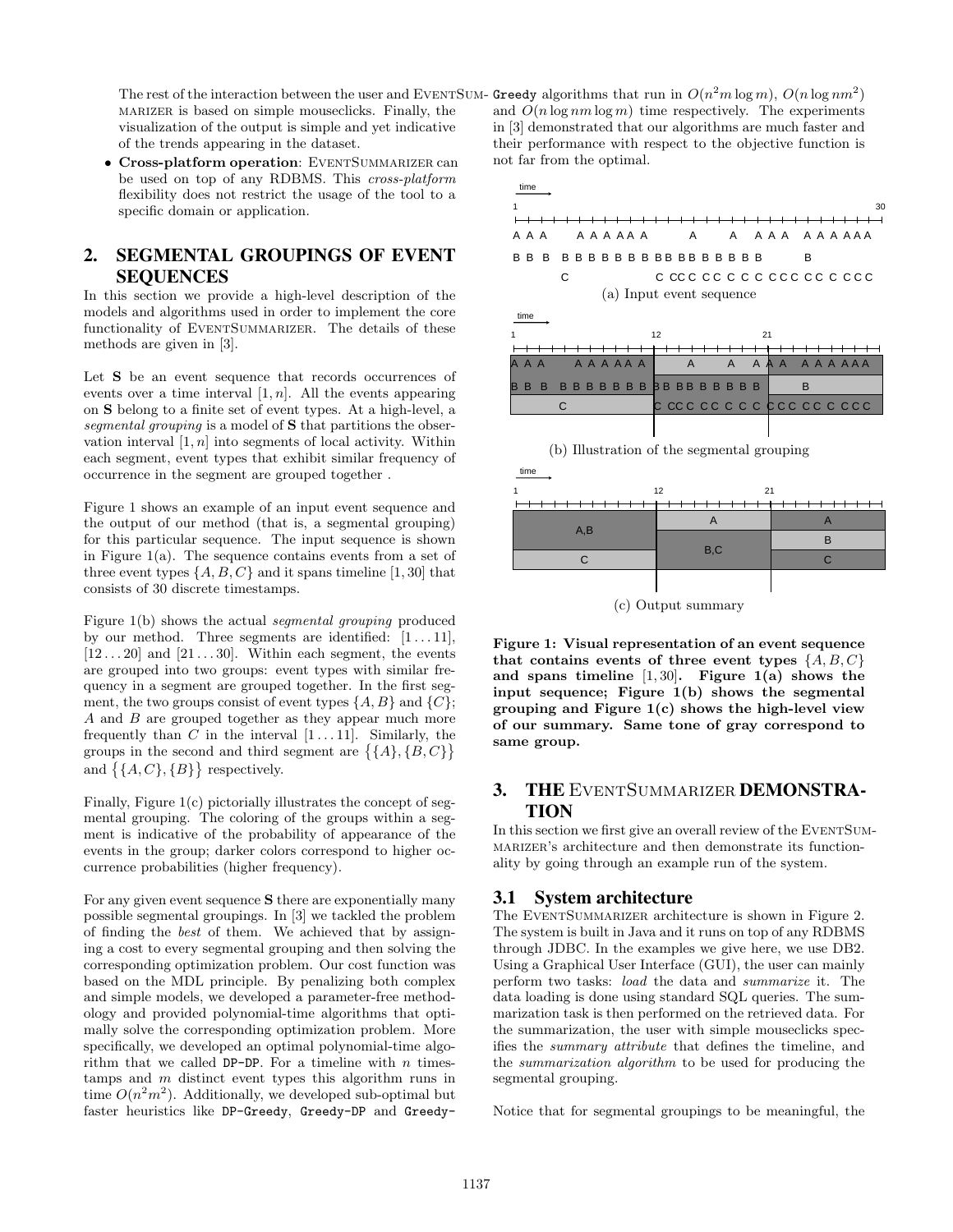The rest of the interaction between the user and EventSummarizer is based on simple mouseclicks. Finally, the visualization of the output is simple and yet indicative of the trends appearing in the dataset.

- **Cross-platform operation**: EventSummarizer can be used on top of any RDBMS. This *cross-platform* flexibility does not restrict the usage of the tool to a specific domain or application.

## 2. SEGMENTAL GROUPINGS OF EVENT SEQUENCES

In this section we provide a high-level description of the models and algorithms used in order to implement the core functionality of EventSummarizer. The details of these methods are given in [3].

Let **S** be an event sequence that records occurrences of events over a time interval $[1, n]$. All the events appearing on **S** belong to a finite set of event types. At a high-level, a *segmental grouping* is a model of **S** that partitions the observation interval $[1, n]$ into segments of local activity. Within each segment, event types that exhibit similar frequency of occurrence in the segment are grouped together .

Figure 1 shows an example of an input event sequence and the output of our method (that is, a segmental grouping) for this particular sequence. The input sequence is shown in Figure 1(a). The sequence contains events from a set of three event types $\{A, B, C\}$ and it spans timeline $[1, 30]$ that consists of 30 discrete timestamps.

Figure 1(b) shows the actual *segmental grouping* produced by our method. Three segments are identified: $[1 \ldots 11]$, $[12 \ldots 20]$ and $[21 \ldots 30]$. Within each segment, the events are grouped into two groups: event types with similar frequency in a segment are grouped together. In the first segment, the two groups consist of event types $\{A, B\}$ and $\{C\}$; $A$ and $B$ are grouped together as they appear much more frequently than $C$ in the interval $[1 \ldots 11]$. Similarly, the groups in the second and third segment are $\{\{A\}, \{B, C\}\}$ and $\{\{A, C\}, \{B\}\}$ respectively.

Finally, Figure 1(c) pictorially illustrates the concept of segmental grouping. The coloring of the groups within a segment is indicative of the probability of appearance of the events in the group; darker colors correspond to higher occurrence probabilities (higher frequency).

For any given event sequence **S** there are exponentially many possible segmental groupings. In [3] we tackled the problem of finding the *best* of them. We achieved that by assigning a cost to every segmental grouping and then solving the corresponding optimization problem. Our cost function was based on the MDL principle. By penalizing both complex and simple models, we developed a parameter-free methodology and provided polynomial-time algorithms that optimally solve the corresponding optimization problem. More specifically, we developed an optimal polynomial-time algorithm that we called `DP-DP`. For a timeline with $n$ timestamps and $m$ distinct event types this algorithm runs in time $O(n^2m^2)$. Additionally, we developed sub-optimal but faster heuristics like `DP-Greedy`, `Greedy-DP` and `Greedy-Greedy` algorithms that run in $O(n^2m \log m)$, $O(n \log nm^2)$ and $O(n \log nm \log m)$ time respectively. The experiments in [3] demonstrated that our algorithms are much faster and their performance with respect to the objective function is not far from the optimal.

(a) Input event sequence

(b) Illustration of the segmental grouping

(c) Output summary

**Figure 1: Visual representation of an event sequence that contains events of three event types $\{A, B, C\}$ and spans timeline $[1, 30]$. Figure 1(a) shows the input sequence; Figure 1(b) shows the segmental grouping and Figure 1(c) shows the high-level view of our summary. Same tone of gray correspond to same group.**

## 3. THE EventSummarizer DEMONSTRATION

In this section we first give an overall review of the EventSummarizer's architecture and then demonstrate its functionality by going through an example run of the system.

### 3.1 System architecture

The EventSummarizer architecture is shown in Figure 2. The system is built in Java and it runs on top of any RDBMS through JDBC. In the examples we give here, we use DB2. Using a Graphical User Interface (GUI), the user can mainly perform two tasks: *load* the data and *summarize* it. The data loading is done using standard SQL queries. The summarization task is then performed on the retrieved data. For the summarization, the user with simple mouseclicks specifies the *summary attribute* that defines the timeline, and the *summarization algorithm* to be used for producing the segmental grouping.

Notice that for segmental groupings to be meaningful, the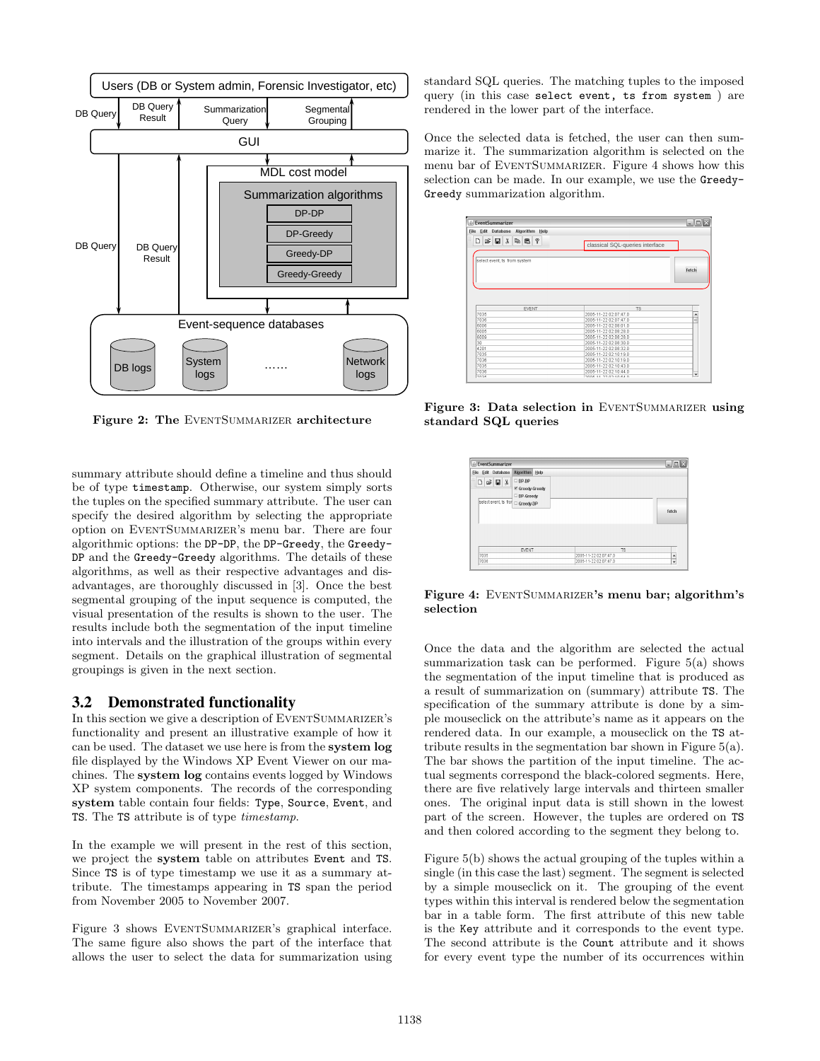Figure 2: The EventSummarizer architecture

summary attribute should define a timeline and thus should be of type `timestamp`. Otherwise, our system simply sorts the tuples on the specified summary attribute. The user can specify the desired algorithm by selecting the appropriate option on EventSummarizer's menu bar. There are four algorithmic options: the `DP-DP`, the `DP-Greedy`, the `Greedy-DP` and the `Greedy-Greedy` algorithms. The details of these algorithms, as well as their respective advantages and disadvantages, are thoroughly discussed in [3]. Once the best segmental grouping of the input sequence is computed, the visual presentation of the results is shown to the user. The results include both the segmentation of the input timeline into intervals and the illustration of the groups within every segment. Details on the graphical illustration of segmental groupings is given in the next section.

## 3.2 Demonstrated functionality

In this section we give a description of EventSummarizer's functionality and present an illustrative example of how it can be used. The dataset we use here is from the **system log** file displayed by the Windows XP Event Viewer on our machines. The **system log** contains events logged by Windows XP system components. The records of the corresponding **system** table contain four fields: `Type`, `Source`, `Event`, and `TS`. The `TS` attribute is of type *timestamp*.

In the example we will present in the rest of this section, we project the **system** table on attributes `Event` and `TS`. Since `TS` is of type timestamp we use it as a summary attribute. The timestamps appearing in `TS` span the period from November 2005 to November 2007.

Figure 3 shows EventSummarizer's graphical interface. The same figure also shows the part of the interface that allows the user to select the data for summarization using standard SQL queries. The matching tuples to the imposed query (in this case `select event, ts from system` ) are rendered in the lower part of the interface.

Once the selected data is fetched, the user can then summarize it. The summarization algorithm is selected on the menu bar of EventSummarizer. Figure 4 shows how this selection can be made. In our example, we use the `Greedy-Greedy` summarization algorithm.

Figure 3: Data selection in EventSummarizer using standard SQL queries

Figure 4: EventSummarizer's menu bar; algorithm's selection

Once the data and the algorithm are selected the actual summarization task can be performed. Figure 5(a) shows the segmentation of the input timeline that is produced as a result of summarization on (summary) attribute `TS`. The specification of the summary attribute is done by a simple mouseclick on the attribute's name as it appears on the rendered data. In our example, a mouseclick on the `TS` attribute results in the segmentation bar shown in Figure 5(a). The bar shows the partition of the input timeline. The actual segments correspond the black-colored segments. Here, there are five relatively large intervals and thirteen smaller ones. The original input data is still shown in the lowest part of the screen. However, the tuples are ordered on `TS` and then colored according to the segment they belong to.

Figure 5(b) shows the actual grouping of the tuples within a single (in this case the last) segment. The segment is selected by a simple mouseclick on it. The grouping of the event types within this interval is rendered below the segmentation bar in a table form. The first attribute of this new table is the `Key` attribute and it corresponds to the event type. The second attribute is the `Count` attribute and it shows for every event type the number of its occurrences within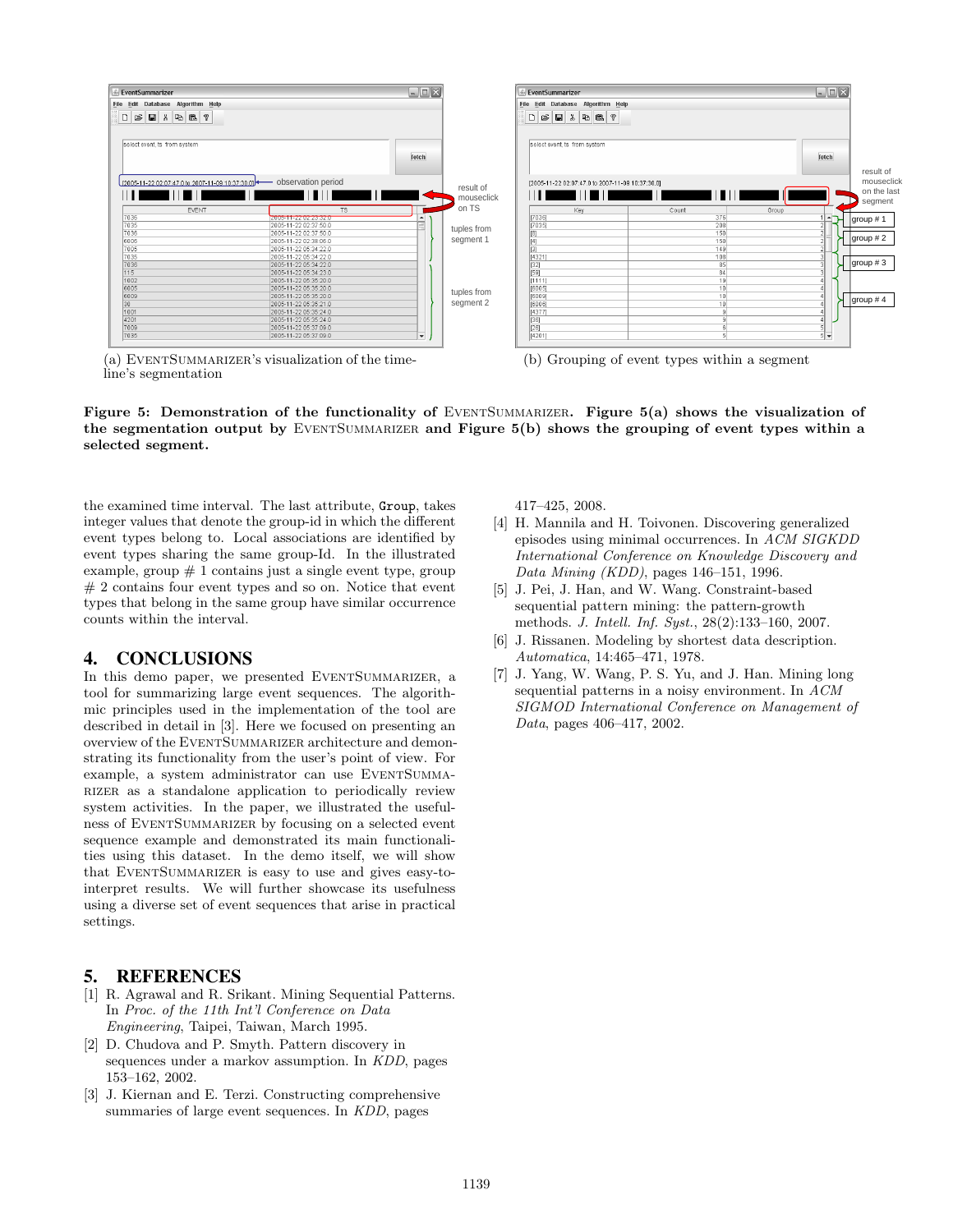(a) EventSummarizer's visualization of the timeline's segmentation

(b) Grouping of event types within a segment

**Figure 5: Demonstration of the functionality of EventSummarizer. Figure 5(a) shows the visualization of the segmentation output by EventSummarizer and Figure 5(b) shows the grouping of event types within a selected segment.**

the examined time interval. The last attribute, `Group`, takes integer values that denote the group-id in which the different event types belong to. Local associations are identified by event types sharing the same group-Id. In the illustrated example, group # 1 contains just a single event type, group # 2 contains four event types and so on. Notice that event types that belong in the same group have similar occurrence counts within the interval.

## 4. CONCLUSIONS

In this demo paper, we presented EventSummarizer, a tool for summarizing large event sequences. The algorithmic principles used in the implementation of the tool are described in detail in [3]. Here we focused on presenting an overview of the EventSummarizer architecture and demonstrating its functionality from the user's point of view. For example, a system administrator can use EventSummarizer as a standalone application to periodically review system activities. In the paper, we illustrated the usefulness of EventSummarizer by focusing on a selected event sequence example and demonstrated its main functionalities using this dataset. In the demo itself, we will show that EventSummarizer is easy to use and gives easy-to-interpret results. We will further showcase its usefulness using a diverse set of event sequences that arise in practical settings.

## 5. REFERENCES

[1] R. Agrawal and R. Srikant. Mining Sequential Patterns. In *Proc. of the 11th Int'l Conference on Data Engineering*, Taipei, Taiwan, March 1995.

[2] D. Chudova and P. Smyth. Pattern discovery in sequences under a markov assumption. In *KDD*, pages 153–162, 2002.

[3] J. Kiernan and E. Terzi. Constructing comprehensive summaries of large event sequences. In *KDD*, pages 417–425, 2008.

[4] H. Mannila and H. Toivonen. Discovering generalized episodes using minimal occurrences. In *ACM SIGKDD International Conference on Knowledge Discovery and Data Mining (KDD)*, pages 146–151, 1996.

[5] J. Pei, J. Han, and W. Wang. Constraint-based sequential pattern mining: the pattern-growth methods. *J. Intell. Inf. Syst.*, 28(2):133–160, 2007.

[6] J. Rissanen. Modeling by shortest data description. *Automatica*, 14:465–471, 1978.

[7] J. Yang, W. Wang, P. S. Yu, and J. Han. Mining long sequential patterns in a noisy environment. In *ACM SIGMOD International Conference on Management of Data*, pages 406–417, 2002.